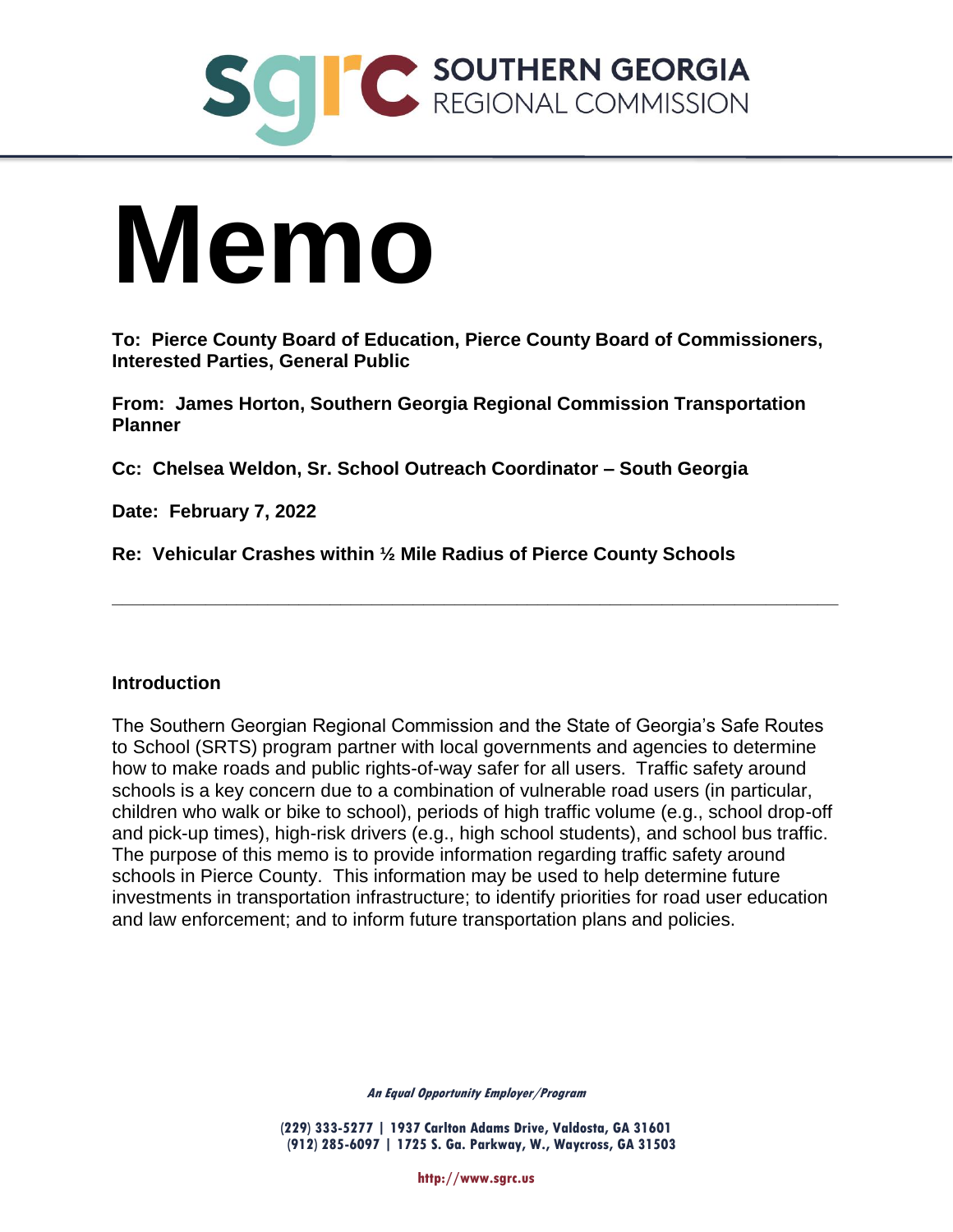SOUTHERN GEORGIA REGIONAL COMMISSION

# Memo

**To: Pierce County Board of Education, Pierce County Board of Commissioners, Interested Parties, General Public**

**From: James Horton, Southern Georgia Regional Commission Transportation Planner**

**Cc: Chelsea Weldon, Sr. School Outreach Coordinator – South Georgia**

**Date: February 7, 2022**

**Re: Vehicular Crashes within ½ Mile Radius of Pierce County Schools**

---

### Introduction

The Southern Georgian Regional Commission and the State of Georgia's Safe Routes to School (SRTS) program partner with local governments and agencies to determine how to make roads and public rights-of-way safer for all users. Traffic safety around schools is a key concern due to a combination of vulnerable road users (in particular, children who walk or bike to school), periods of high traffic volume (e.g., school drop-off and pick-up times), high-risk drivers (e.g., high school students), and school bus traffic. The purpose of this memo is to provide information regarding traffic safety around schools in Pierce County. This information may be used to help determine future investments in transportation infrastructure; to identify priorities for road user education and law enforcement; and to inform future transportation plans and policies.

*An Equal Opportunity Employer/Program*

**(229) 333-5277 | 1937 Carlton Adams Drive, Valdosta, GA 31601**
**(912) 285-6097 | 1725 S. Ga. Parkway, W., Waycross, GA 31503**

**http://www.sgrc.us**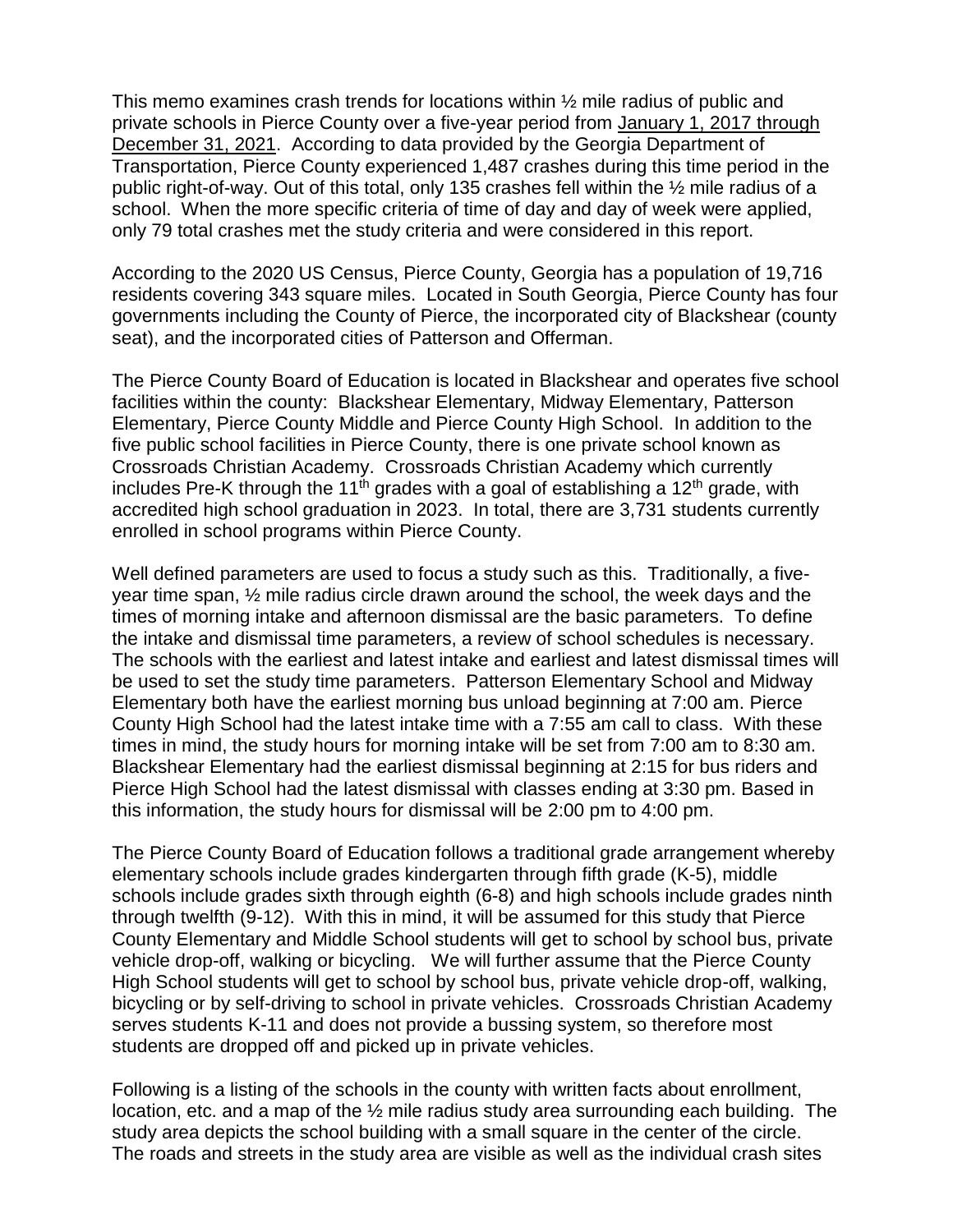This memo examines crash trends for locations within ½ mile radius of public and private schools in Pierce County over a five-year period from January 1, 2017 through December 31, 2021. According to data provided by the Georgia Department of Transportation, Pierce County experienced 1,487 crashes during this time period in the public right-of-way. Out of this total, only 135 crashes fell within the ½ mile radius of a school. When the more specific criteria of time of day and day of week were applied, only 79 total crashes met the study criteria and were considered in this report.

According to the 2020 US Census, Pierce County, Georgia has a population of 19,716 residents covering 343 square miles. Located in South Georgia, Pierce County has four governments including the County of Pierce, the incorporated city of Blackshear (county seat), and the incorporated cities of Patterson and Offerman.

The Pierce County Board of Education is located in Blackshear and operates five school facilities within the county: Blackshear Elementary, Midway Elementary, Patterson Elementary, Pierce County Middle and Pierce County High School. In addition to the five public school facilities in Pierce County, there is one private school known as Crossroads Christian Academy. Crossroads Christian Academy which currently includes Pre-K through the 11th grades with a goal of establishing a 12th grade, with accredited high school graduation in 2023. In total, there are 3,731 students currently enrolled in school programs within Pierce County.

Well defined parameters are used to focus a study such as this. Traditionally, a five-year time span, ½ mile radius circle drawn around the school, the week days and the times of morning intake and afternoon dismissal are the basic parameters. To define the intake and dismissal time parameters, a review of school schedules is necessary. The schools with the earliest and latest intake and earliest and latest dismissal times will be used to set the study time parameters. Patterson Elementary School and Midway Elementary both have the earliest morning bus unload beginning at 7:00 am. Pierce County High School had the latest intake time with a 7:55 am call to class. With these times in mind, the study hours for morning intake will be set from 7:00 am to 8:30 am. Blackshear Elementary had the earliest dismissal beginning at 2:15 for bus riders and Pierce High School had the latest dismissal with classes ending at 3:30 pm. Based in this information, the study hours for dismissal will be 2:00 pm to 4:00 pm.

The Pierce County Board of Education follows a traditional grade arrangement whereby elementary schools include grades kindergarten through fifth grade (K-5), middle schools include grades sixth through eighth (6-8) and high schools include grades ninth through twelfth (9-12). With this in mind, it will be assumed for this study that Pierce County Elementary and Middle School students will get to school by school bus, private vehicle drop-off, walking or bicycling. We will further assume that the Pierce County High School students will get to school by school bus, private vehicle drop-off, walking, bicycling or by self-driving to school in private vehicles. Crossroads Christian Academy serves students K-11 and does not provide a bussing system, so therefore most students are dropped off and picked up in private vehicles.

Following is a listing of the schools in the county with written facts about enrollment, location, etc. and a map of the ½ mile radius study area surrounding each building. The study area depicts the school building with a small square in the center of the circle. The roads and streets in the study area are visible as well as the individual crash sites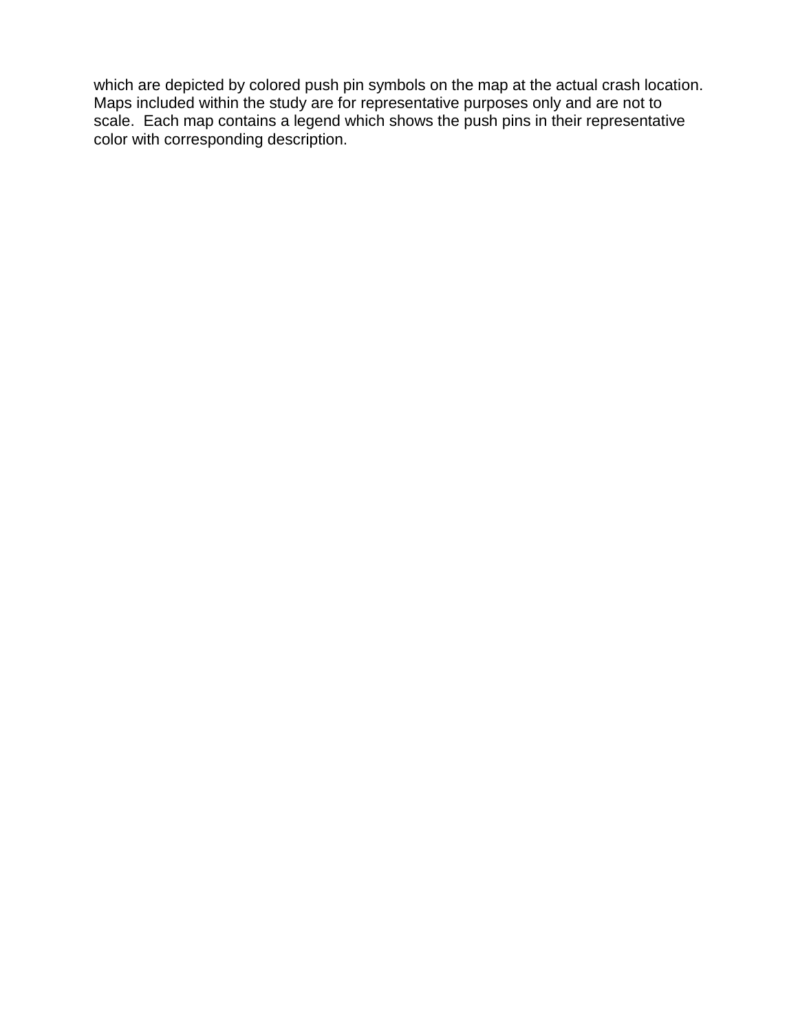which are depicted by colored push pin symbols on the map at the actual crash location. Maps included within the study are for representative purposes only and are not to scale. Each map contains a legend which shows the push pins in their representative color with corresponding description.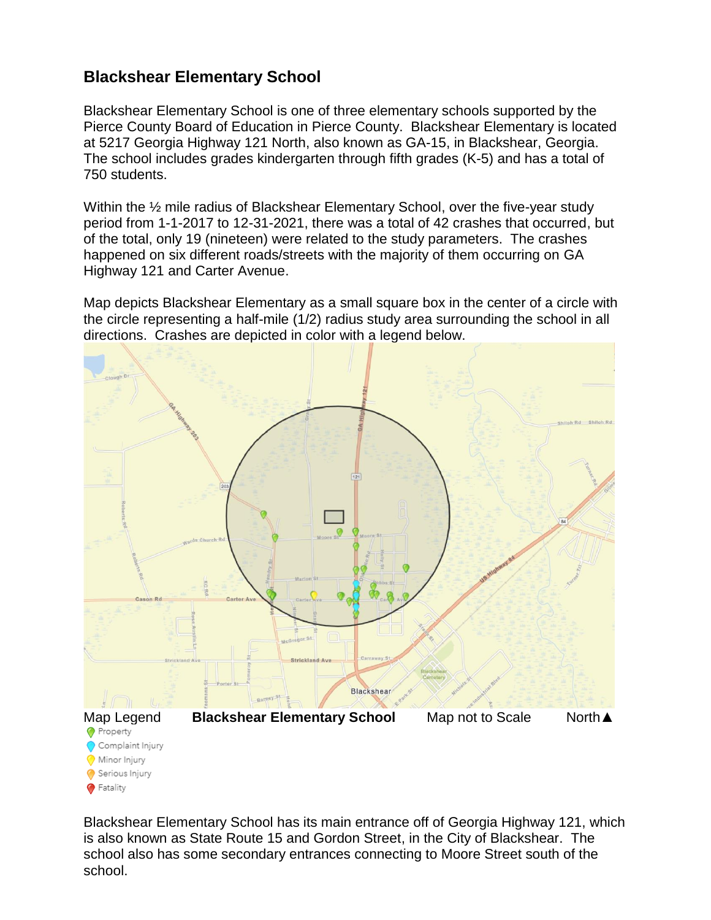## Blackshear Elementary School

Blackshear Elementary School is one of three elementary schools supported by the Pierce County Board of Education in Pierce County. Blackshear Elementary is located at 5217 Georgia Highway 121 North, also known as GA-15, in Blackshear, Georgia. The school includes grades kindergarten through fifth grades (K-5) and has a total of 750 students.

Within the ½ mile radius of Blackshear Elementary School, over the five-year study period from 1-1-2017 to 12-31-2021, there was a total of 42 crashes that occurred, but of the total, only 19 (nineteen) were related to the study parameters. The crashes happened on six different roads/streets with the majority of them occurring on GA Highway 121 and Carter Avenue.

Map depicts Blackshear Elementary as a small square box in the center of a circle with the circle representing a half-mile (1/2) radius study area surrounding the school in all directions. Crashes are depicted in color with a legend below.

Map Legend **Blackshear Elementary School** Map not to Scale North▲

- Property
- Complaint Injury
- Minor Injury
- Serious Injury
- Fatality

Blackshear Elementary School has its main entrance off of Georgia Highway 121, which is also known as State Route 15 and Gordon Street, in the City of Blackshear. The school also has some secondary entrances connecting to Moore Street south of the school.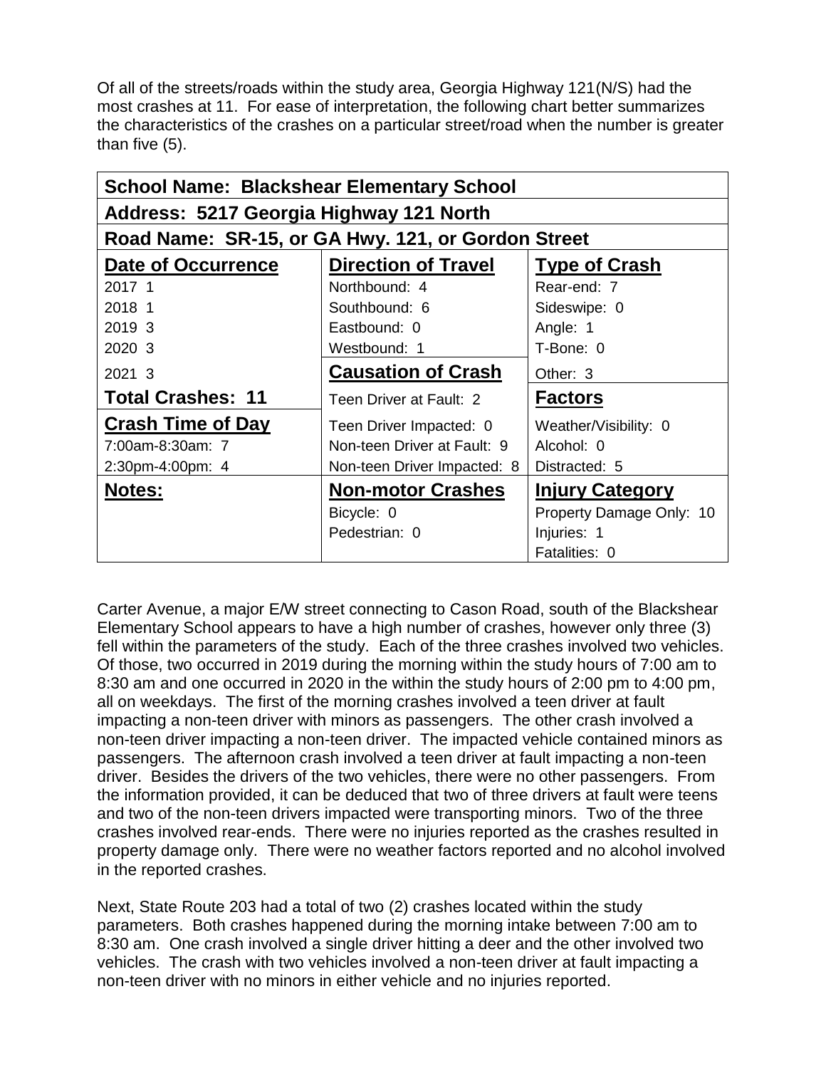Of all of the streets/roads within the study area, Georgia Highway 121(N/S) had the most crashes at 11. For ease of interpretation, the following chart better summarizes the characteristics of the crashes on a particular street/road when the number is greater than five (5).

| **School Name: Blackshear Elementary School** | | |
|---|---|---|
| **Address: 5217 Georgia Highway 121 North** | | |
| **Road Name: SR-15, or GA Hwy. 121, or Gordon Street** | | |
| **Date of Occurrence** | **Direction of Travel** | **Type of Crash** |
| 2017 1 | Northbound: 4 | Rear-end: 7 |
| 2018 1 | Southbound: 6 | Sideswipe: 0 |
| 2019 3 | Eastbound: 0 | Angle: 1 |
| 2020 3 | Westbound: 1 | T-Bone: 0 |
| 2021 3 | **Causation of Crash** | Other: 3 |
| **Total Crashes: 11** | Teen Driver at Fault: 2 | **Factors** |
| **Crash Time of Day** | Teen Driver Impacted: 0 | Weather/Visibility: 0 |
| 7:00am-8:30am: 7 | Non-teen Driver at Fault: 9 | Alcohol: 0 |
| 2:30pm-4:00pm: 4 | Non-teen Driver Impacted: 8 | Distracted: 5 |
| **Notes:** | **Non-motor Crashes** | **Injury Category** |
| | Bicycle: 0 | Property Damage Only: 10 |
| | Pedestrian: 0 | Injuries: 1 |
| | | Fatalities: 0 |

Carter Avenue, a major E/W street connecting to Cason Road, south of the Blackshear Elementary School appears to have a high number of crashes, however only three (3) fell within the parameters of the study. Each of the three crashes involved two vehicles. Of those, two occurred in 2019 during the morning within the study hours of 7:00 am to 8:30 am and one occurred in 2020 in the within the study hours of 2:00 pm to 4:00 pm, all on weekdays. The first of the morning crashes involved a teen driver at fault impacting a non-teen driver with minors as passengers. The other crash involved a non-teen driver impacting a non-teen driver. The impacted vehicle contained minors as passengers. The afternoon crash involved a teen driver at fault impacting a non-teen driver. Besides the drivers of the two vehicles, there were no other passengers. From the information provided, it can be deduced that two of three drivers at fault were teens and two of the non-teen drivers impacted were transporting minors. Two of the three crashes involved rear-ends. There were no injuries reported as the crashes resulted in property damage only. There were no weather factors reported and no alcohol involved in the reported crashes.

Next, State Route 203 had a total of two (2) crashes located within the study parameters. Both crashes happened during the morning intake between 7:00 am to 8:30 am. One crash involved a single driver hitting a deer and the other involved two vehicles. The crash with two vehicles involved a non-teen driver at fault impacting a non-teen driver with no minors in either vehicle and no injuries reported.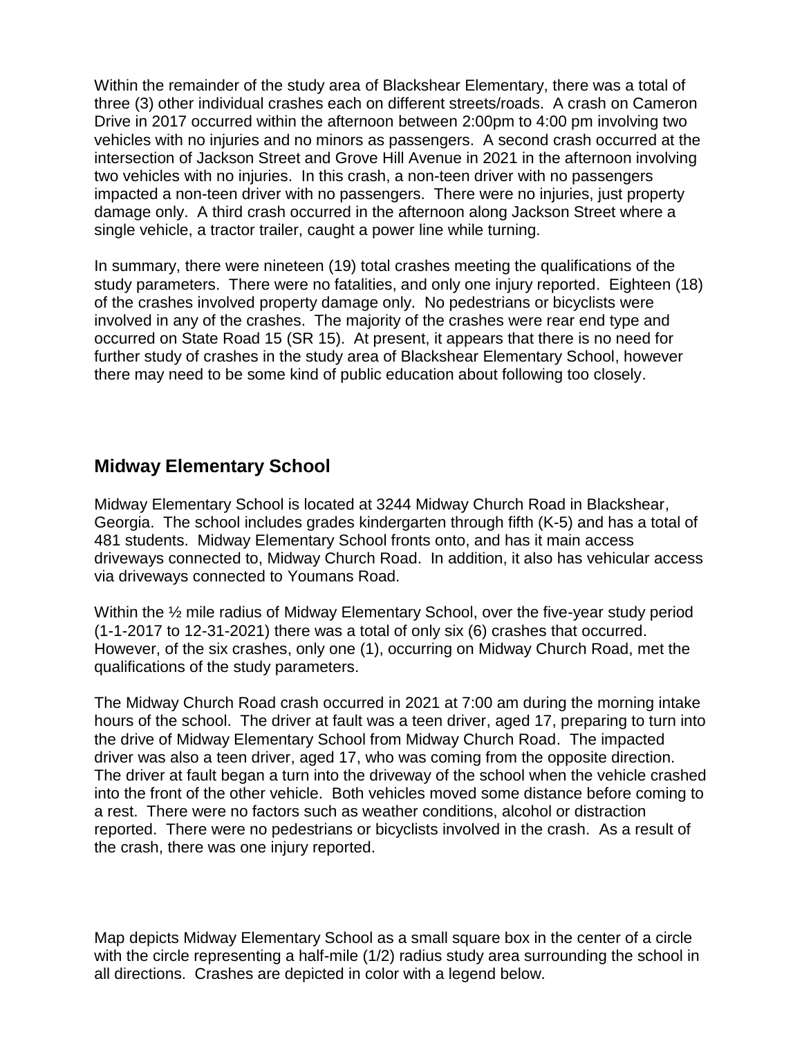Within the remainder of the study area of Blackshear Elementary, there was a total of three (3) other individual crashes each on different streets/roads. A crash on Cameron Drive in 2017 occurred within the afternoon between 2:00pm to 4:00 pm involving two vehicles with no injuries and no minors as passengers. A second crash occurred at the intersection of Jackson Street and Grove Hill Avenue in 2021 in the afternoon involving two vehicles with no injuries. In this crash, a non-teen driver with no passengers impacted a non-teen driver with no passengers. There were no injuries, just property damage only. A third crash occurred in the afternoon along Jackson Street where a single vehicle, a tractor trailer, caught a power line while turning.

In summary, there were nineteen (19) total crashes meeting the qualifications of the study parameters. There were no fatalities, and only one injury reported. Eighteen (18) of the crashes involved property damage only. No pedestrians or bicyclists were involved in any of the crashes. The majority of the crashes were rear end type and occurred on State Road 15 (SR 15). At present, it appears that there is no need for further study of crashes in the study area of Blackshear Elementary School, however there may need to be some kind of public education about following too closely.

## Midway Elementary School

Midway Elementary School is located at 3244 Midway Church Road in Blackshear, Georgia. The school includes grades kindergarten through fifth (K-5) and has a total of 481 students. Midway Elementary School fronts onto, and has it main access driveways connected to, Midway Church Road. In addition, it also has vehicular access via driveways connected to Youmans Road.

Within the ½ mile radius of Midway Elementary School, over the five-year study period (1-1-2017 to 12-31-2021) there was a total of only six (6) crashes that occurred. However, of the six crashes, only one (1), occurring on Midway Church Road, met the qualifications of the study parameters.

The Midway Church Road crash occurred in 2021 at 7:00 am during the morning intake hours of the school. The driver at fault was a teen driver, aged 17, preparing to turn into the drive of Midway Elementary School from Midway Church Road. The impacted driver was also a teen driver, aged 17, who was coming from the opposite direction. The driver at fault began a turn into the driveway of the school when the vehicle crashed into the front of the other vehicle. Both vehicles moved some distance before coming to a rest. There were no factors such as weather conditions, alcohol or distraction reported. There were no pedestrians or bicyclists involved in the crash. As a result of the crash, there was one injury reported.

Map depicts Midway Elementary School as a small square box in the center of a circle with the circle representing a half-mile (1/2) radius study area surrounding the school in all directions. Crashes are depicted in color with a legend below.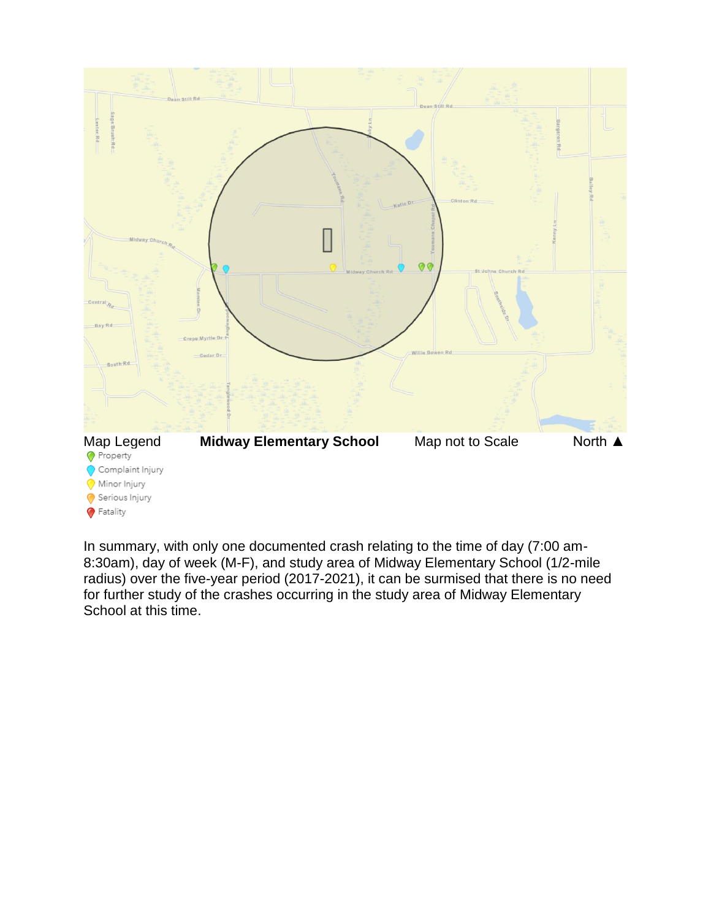Map Legend | **Midway Elementary School** | Map not to Scale | North ▲

- Property
- Complaint Injury
- Minor Injury
- Serious Injury
- Fatality

In summary, with only one documented crash relating to the time of day (7:00 am-8:30am), day of week (M-F), and study area of Midway Elementary School (1/2-mile radius) over the five-year period (2017-2021), it can be surmised that there is no need for further study of the crashes occurring in the study area of Midway Elementary School at this time.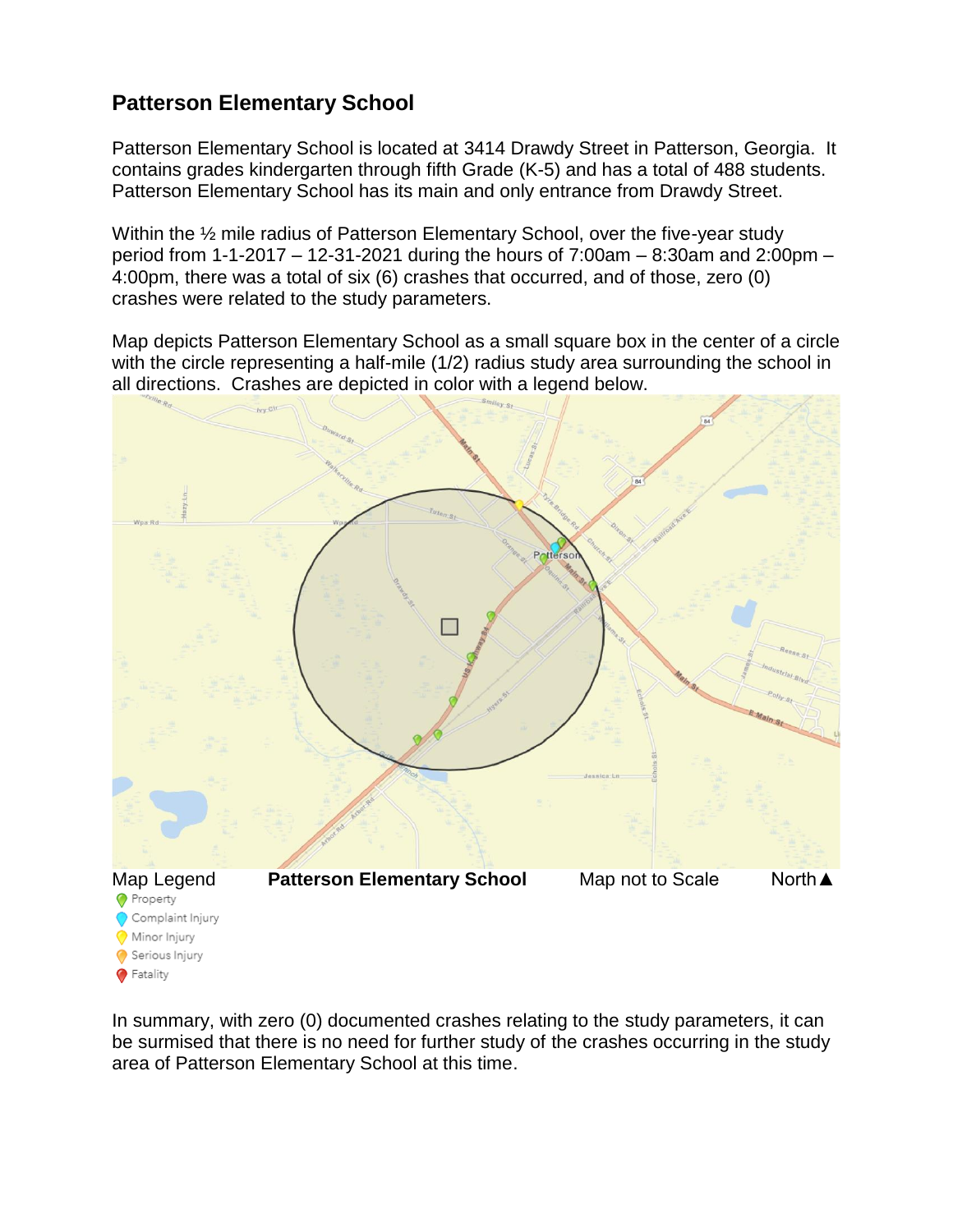## Patterson Elementary School

Patterson Elementary School is located at 3414 Drawdy Street in Patterson, Georgia. It contains grades kindergarten through fifth Grade (K-5) and has a total of 488 students. Patterson Elementary School has its main and only entrance from Drawdy Street.

Within the ½ mile radius of Patterson Elementary School, over the five-year study period from 1-1-2017 – 12-31-2021 during the hours of 7:00am – 8:30am and 2:00pm – 4:00pm, there was a total of six (6) crashes that occurred, and of those, zero (0) crashes were related to the study parameters.

Map depicts Patterson Elementary School as a small square box in the center of a circle with the circle representing a half-mile (1/2) radius study area surrounding the school in all directions. Crashes are depicted in color with a legend below.

Map Legend **Patterson Elementary School** Map not to Scale North▲

- Property
- Complaint Injury
- Minor Injury
- Serious Injury
- Fatality

In summary, with zero (0) documented crashes relating to the study parameters, it can be surmised that there is no need for further study of the crashes occurring in the study area of Patterson Elementary School at this time.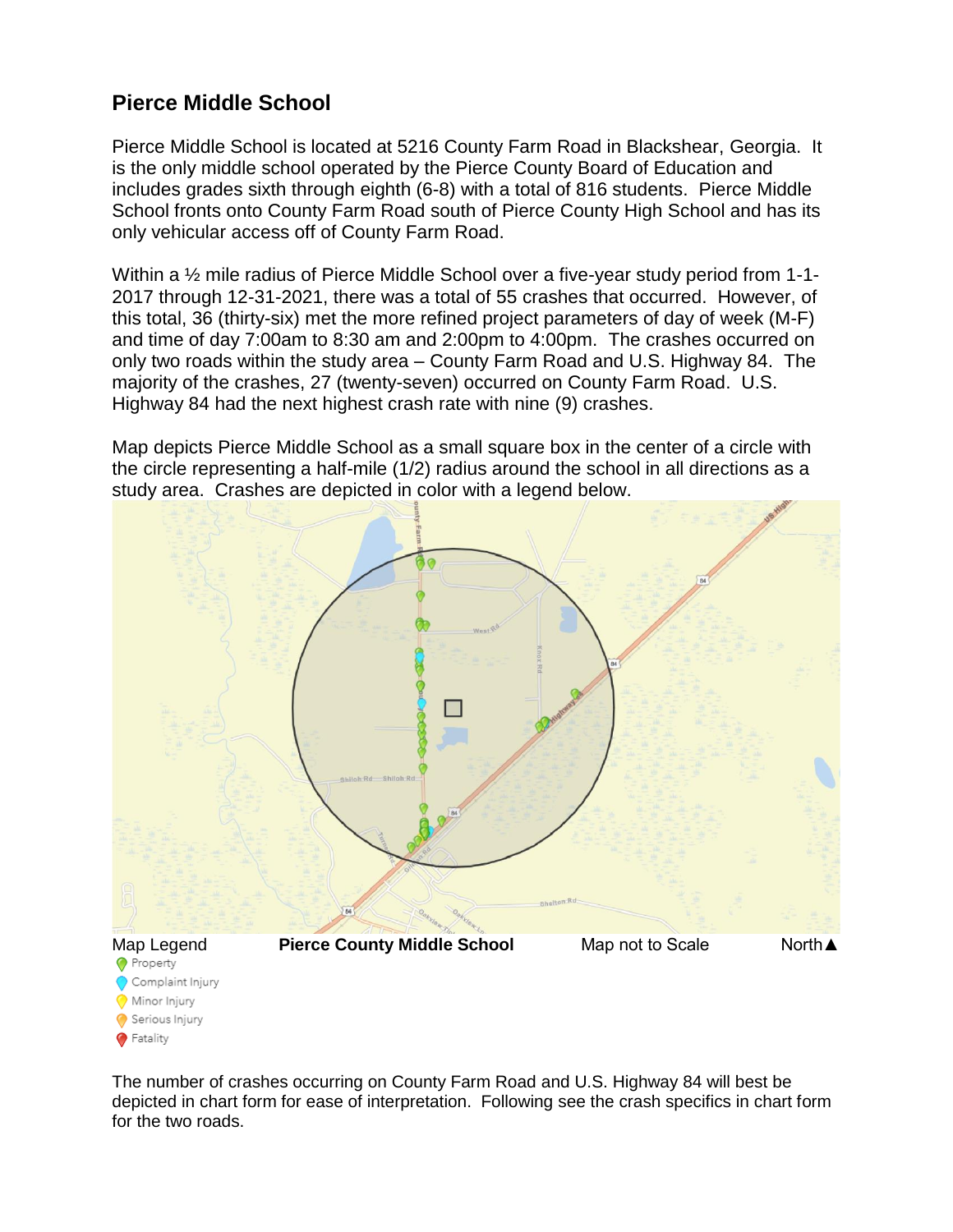## Pierce Middle School

Pierce Middle School is located at 5216 County Farm Road in Blackshear, Georgia. It is the only middle school operated by the Pierce County Board of Education and includes grades sixth through eighth (6-8) with a total of 816 students. Pierce Middle School fronts onto County Farm Road south of Pierce County High School and has its only vehicular access off of County Farm Road.

Within a ½ mile radius of Pierce Middle School over a five-year study period from 1-1-2017 through 12-31-2021, there was a total of 55 crashes that occurred. However, of this total, 36 (thirty-six) met the more refined project parameters of day of week (M-F) and time of day 7:00am to 8:30 am and 2:00pm to 4:00pm. The crashes occurred on only two roads within the study area – County Farm Road and U.S. Highway 84. The majority of the crashes, 27 (twenty-seven) occurred on County Farm Road. U.S. Highway 84 had the next highest crash rate with nine (9) crashes.

Map depicts Pierce Middle School as a small square box in the center of a circle with the circle representing a half-mile (1/2) radius around the school in all directions as a study area. Crashes are depicted in color with a legend below.

Map Legend **Pierce County Middle School** Map not to Scale North▲

- Property
- Complaint Injury
- Minor Injury
- Serious Injury
- Fatality

The number of crashes occurring on County Farm Road and U.S. Highway 84 will best be depicted in chart form for ease of interpretation. Following see the crash specifics in chart form for the two roads.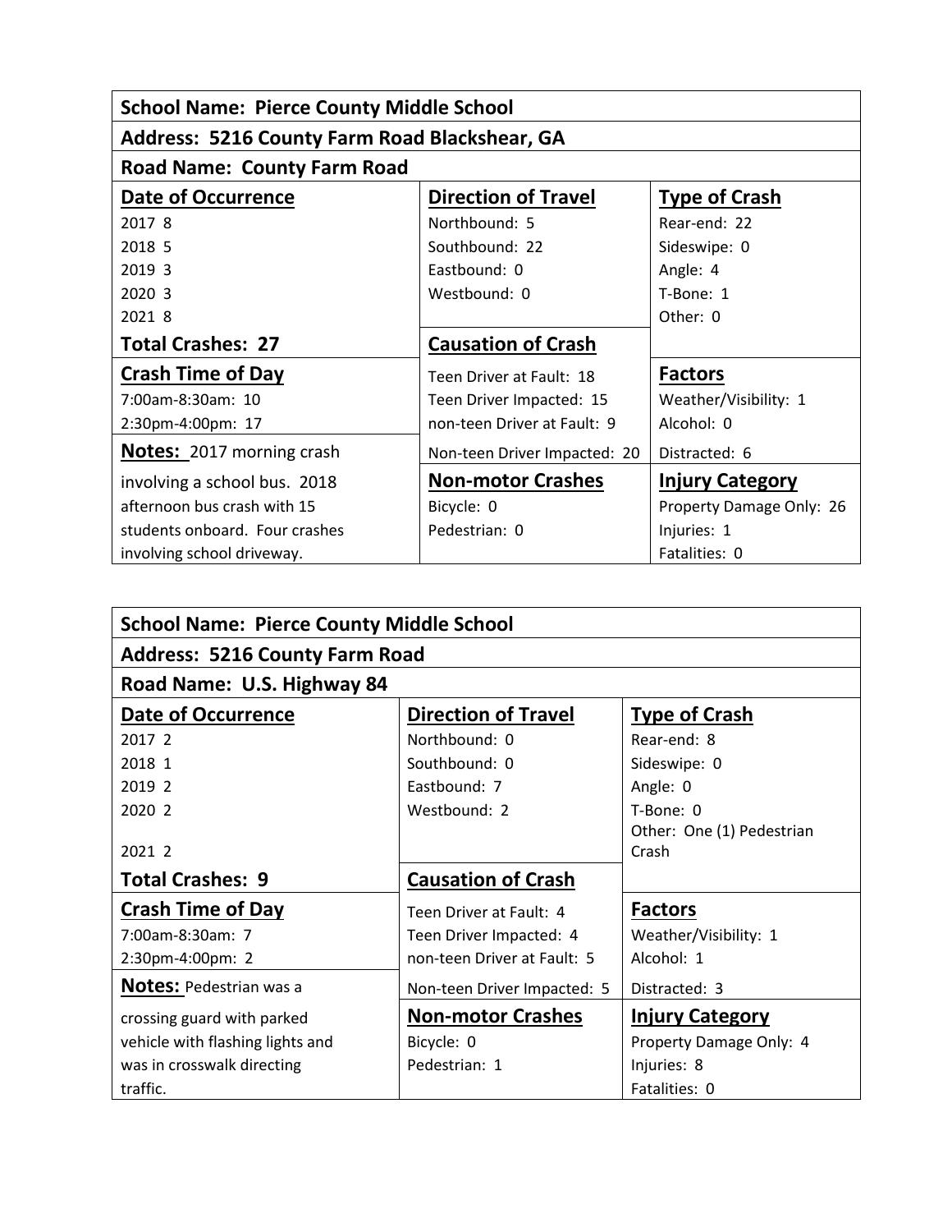| School Name: Pierce County Middle School | | |
|---|---|---|
| **Address: 5216 County Farm Road Blackshear, GA** | | |
| **Road Name: County Farm Road** | | |
| **Date of Occurrence** | **Direction of Travel** | **Type of Crash** |
| 2017 8<br>2018 5<br>2019 3<br>2020 3<br>2021 8 | Northbound: 5<br>Southbound: 22<br>Eastbound: 0<br>Westbound: 0 | Rear-end: 22<br>Sideswipe: 0<br>Angle: 4<br>T-Bone: 1<br>Other: 0 |
| **Total Crashes: 27** | **Causation of Crash** | |
| **Crash Time of Day** | Teen Driver at Fault: 18<br>Teen Driver Impacted: 15<br>non-teen Driver at Fault: 9<br>Non-teen Driver Impacted: 20 | **Factors** |
| 7:00am-8:30am: 10<br>2:30pm-4:00pm: 17 | | Weather/Visibility: 1<br>Alcohol: 0<br>Distracted: 6 |
| **Notes:** 2017 morning crash involving a school bus. 2018 afternoon bus crash with 15 students onboard. Four crashes involving school driveway. | **Non-motor Crashes**<br>Bicycle: 0<br>Pedestrian: 0 | **Injury Category**<br>Property Damage Only: 26<br>Injuries: 1<br>Fatalities: 0 |

| School Name: Pierce County Middle School | | |
|---|---|---|
| **Address: 5216 County Farm Road** | | |
| **Road Name: U.S. Highway 84** | | |
| **Date of Occurrence** | **Direction of Travel** | **Type of Crash** |
| 2017 2<br>2018 1<br>2019 2<br>2020 2<br>2021 2 | Northbound: 0<br>Southbound: 0<br>Eastbound: 7<br>Westbound: 2 | Rear-end: 8<br>Sideswipe: 0<br>Angle: 0<br>T-Bone: 0<br>Other: One (1) Pedestrian Crash |
| **Total Crashes: 9** | **Causation of Crash** | |
| **Crash Time of Day** | Teen Driver at Fault: 4<br>Teen Driver Impacted: 4<br>non-teen Driver at Fault: 5<br>Non-teen Driver Impacted: 5 | **Factors** |
| 7:00am-8:30am: 7<br>2:30pm-4:00pm: 2 | | Weather/Visibility: 1<br>Alcohol: 1<br>Distracted: 3 |
| **Notes:** Pedestrian was a crossing guard with parked vehicle with flashing lights and was in crosswalk directing traffic. | **Non-motor Crashes**<br>Bicycle: 0<br>Pedestrian: 1 | **Injury Category**<br>Property Damage Only: 4<br>Injuries: 8<br>Fatalities: 0 |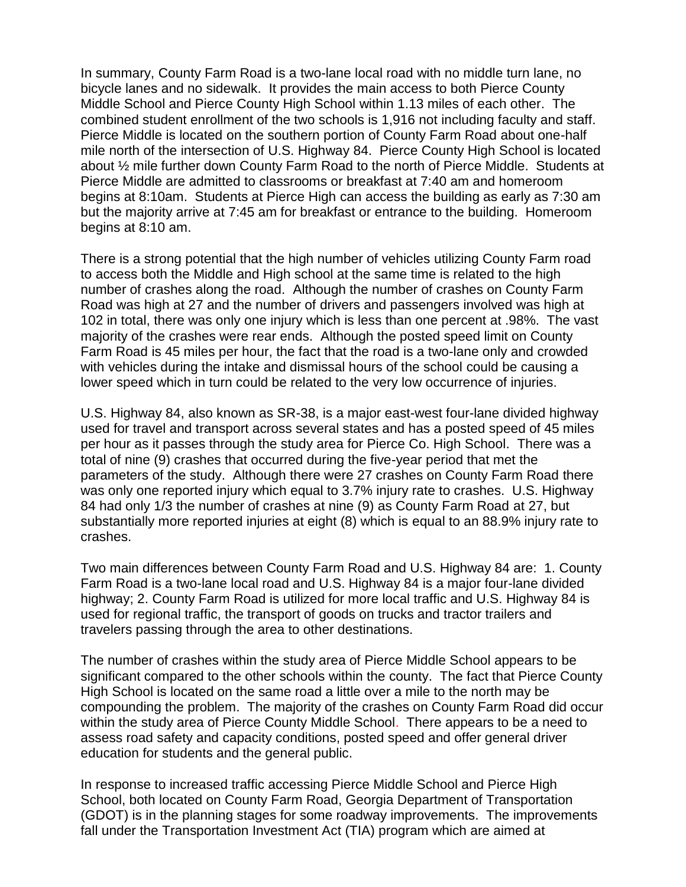In summary, County Farm Road is a two-lane local road with no middle turn lane, no bicycle lanes and no sidewalk. It provides the main access to both Pierce County Middle School and Pierce County High School within 1.13 miles of each other. The combined student enrollment of the two schools is 1,916 not including faculty and staff. Pierce Middle is located on the southern portion of County Farm Road about one-half mile north of the intersection of U.S. Highway 84. Pierce County High School is located about ½ mile further down County Farm Road to the north of Pierce Middle. Students at Pierce Middle are admitted to classrooms or breakfast at 7:40 am and homeroom begins at 8:10am. Students at Pierce High can access the building as early as 7:30 am but the majority arrive at 7:45 am for breakfast or entrance to the building. Homeroom begins at 8:10 am.

There is a strong potential that the high number of vehicles utilizing County Farm road to access both the Middle and High school at the same time is related to the high number of crashes along the road. Although the number of crashes on County Farm Road was high at 27 and the number of drivers and passengers involved was high at 102 in total, there was only one injury which is less than one percent at .98%. The vast majority of the crashes were rear ends. Although the posted speed limit on County Farm Road is 45 miles per hour, the fact that the road is a two-lane only and crowded with vehicles during the intake and dismissal hours of the school could be causing a lower speed which in turn could be related to the very low occurrence of injuries.

U.S. Highway 84, also known as SR-38, is a major east-west four-lane divided highway used for travel and transport across several states and has a posted speed of 45 miles per hour as it passes through the study area for Pierce Co. High School. There was a total of nine (9) crashes that occurred during the five-year period that met the parameters of the study. Although there were 27 crashes on County Farm Road there was only one reported injury which equal to 3.7% injury rate to crashes. U.S. Highway 84 had only 1/3 the number of crashes at nine (9) as County Farm Road at 27, but substantially more reported injuries at eight (8) which is equal to an 88.9% injury rate to crashes.

Two main differences between County Farm Road and U.S. Highway 84 are: 1. County Farm Road is a two-lane local road and U.S. Highway 84 is a major four-lane divided highway; 2. County Farm Road is utilized for more local traffic and U.S. Highway 84 is used for regional traffic, the transport of goods on trucks and tractor trailers and travelers passing through the area to other destinations.

The number of crashes within the study area of Pierce Middle School appears to be significant compared to the other schools within the county. The fact that Pierce County High School is located on the same road a little over a mile to the north may be compounding the problem. The majority of the crashes on County Farm Road did occur within the study area of Pierce County Middle School. There appears to be a need to assess road safety and capacity conditions, posted speed and offer general driver education for students and the general public.

In response to increased traffic accessing Pierce Middle School and Pierce High School, both located on County Farm Road, Georgia Department of Transportation (GDOT) is in the planning stages for some roadway improvements. The improvements fall under the Transportation Investment Act (TIA) program which are aimed at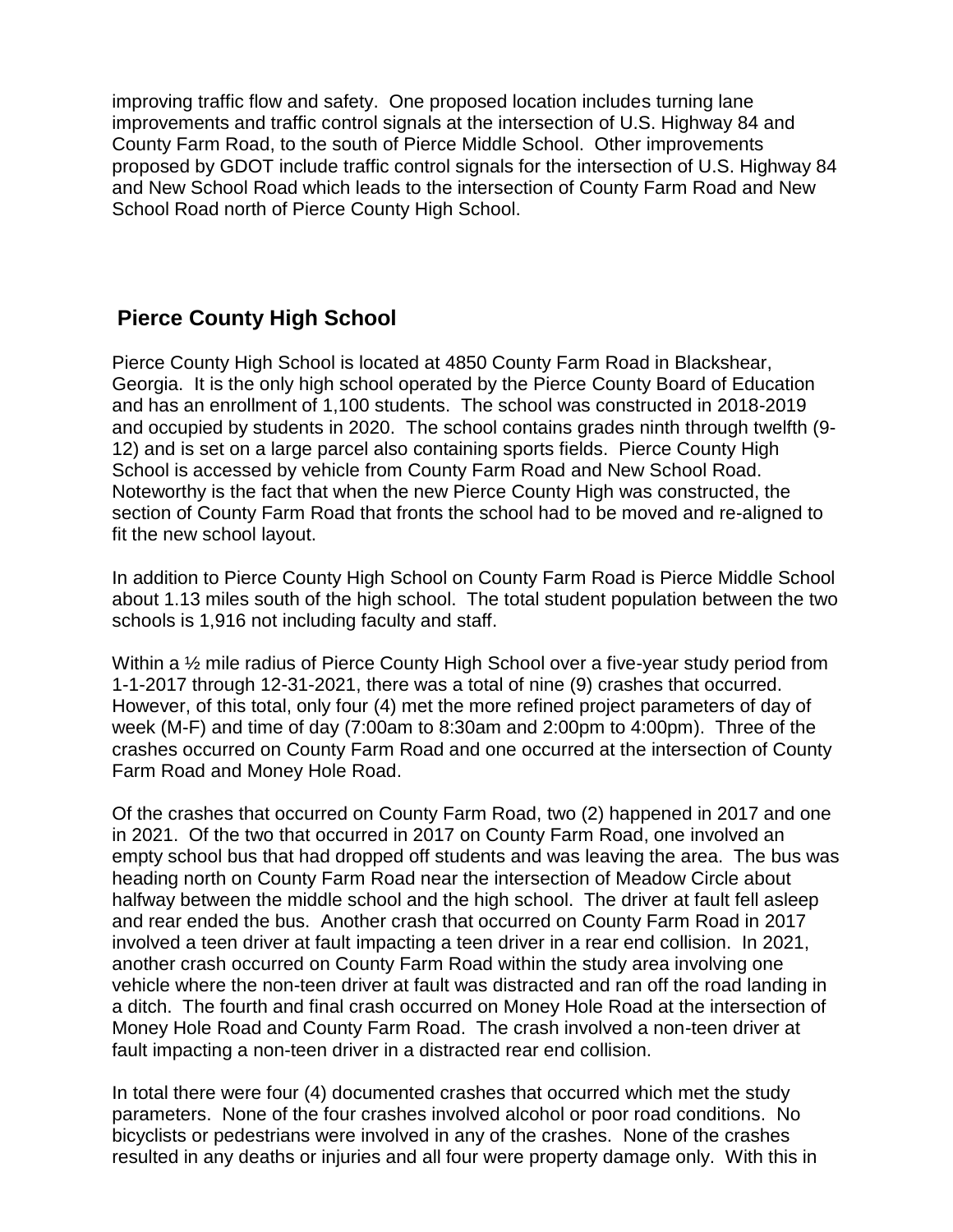improving traffic flow and safety. One proposed location includes turning lane improvements and traffic control signals at the intersection of U.S. Highway 84 and County Farm Road, to the south of Pierce Middle School. Other improvements proposed by GDOT include traffic control signals for the intersection of U.S. Highway 84 and New School Road which leads to the intersection of County Farm Road and New School Road north of Pierce County High School.

## Pierce County High School

Pierce County High School is located at 4850 County Farm Road in Blackshear, Georgia. It is the only high school operated by the Pierce County Board of Education and has an enrollment of 1,100 students. The school was constructed in 2018-2019 and occupied by students in 2020. The school contains grades ninth through twelfth (9-12) and is set on a large parcel also containing sports fields. Pierce County High School is accessed by vehicle from County Farm Road and New School Road. Noteworthy is the fact that when the new Pierce County High was constructed, the section of County Farm Road that fronts the school had to be moved and re-aligned to fit the new school layout.

In addition to Pierce County High School on County Farm Road is Pierce Middle School about 1.13 miles south of the high school. The total student population between the two schools is 1,916 not including faculty and staff.

Within a ½ mile radius of Pierce County High School over a five-year study period from 1-1-2017 through 12-31-2021, there was a total of nine (9) crashes that occurred. However, of this total, only four (4) met the more refined project parameters of day of week (M-F) and time of day (7:00am to 8:30am and 2:00pm to 4:00pm). Three of the crashes occurred on County Farm Road and one occurred at the intersection of County Farm Road and Money Hole Road.

Of the crashes that occurred on County Farm Road, two (2) happened in 2017 and one in 2021. Of the two that occurred in 2017 on County Farm Road, one involved an empty school bus that had dropped off students and was leaving the area. The bus was heading north on County Farm Road near the intersection of Meadow Circle about halfway between the middle school and the high school. The driver at fault fell asleep and rear ended the bus. Another crash that occurred on County Farm Road in 2017 involved a teen driver at fault impacting a teen driver in a rear end collision. In 2021, another crash occurred on County Farm Road within the study area involving one vehicle where the non-teen driver at fault was distracted and ran off the road landing in a ditch. The fourth and final crash occurred on Money Hole Road at the intersection of Money Hole Road and County Farm Road. The crash involved a non-teen driver at fault impacting a non-teen driver in a distracted rear end collision.

In total there were four (4) documented crashes that occurred which met the study parameters. None of the four crashes involved alcohol or poor road conditions. No bicyclists or pedestrians were involved in any of the crashes. None of the crashes resulted in any deaths or injuries and all four were property damage only. With this in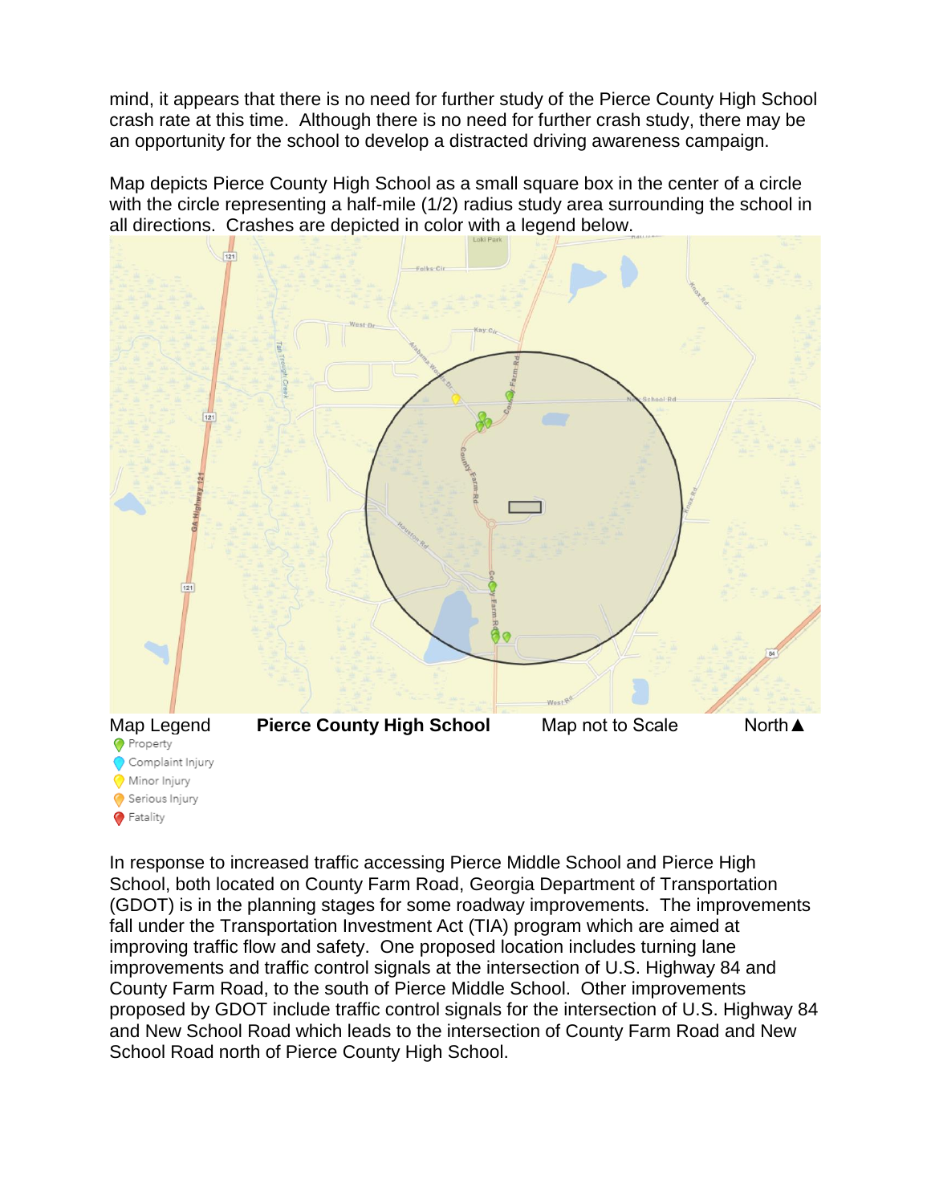mind, it appears that there is no need for further study of the Pierce County High School crash rate at this time. Although there is no need for further crash study, there may be an opportunity for the school to develop a distracted driving awareness campaign.

Map depicts Pierce County High School as a small square box in the center of a circle with the circle representing a half-mile (1/2) radius study area surrounding the school in all directions. Crashes are depicted in color with a legend below.

Map Legend **Pierce County High School** Map not to Scale North▲

- Property
- Complaint Injury
- Minor Injury
- Serious Injury
- Fatality

In response to increased traffic accessing Pierce Middle School and Pierce High School, both located on County Farm Road, Georgia Department of Transportation (GDOT) is in the planning stages for some roadway improvements. The improvements fall under the Transportation Investment Act (TIA) program which are aimed at improving traffic flow and safety. One proposed location includes turning lane improvements and traffic control signals at the intersection of U.S. Highway 84 and County Farm Road, to the south of Pierce Middle School. Other improvements proposed by GDOT include traffic control signals for the intersection of U.S. Highway 84 and New School Road which leads to the intersection of County Farm Road and New School Road north of Pierce County High School.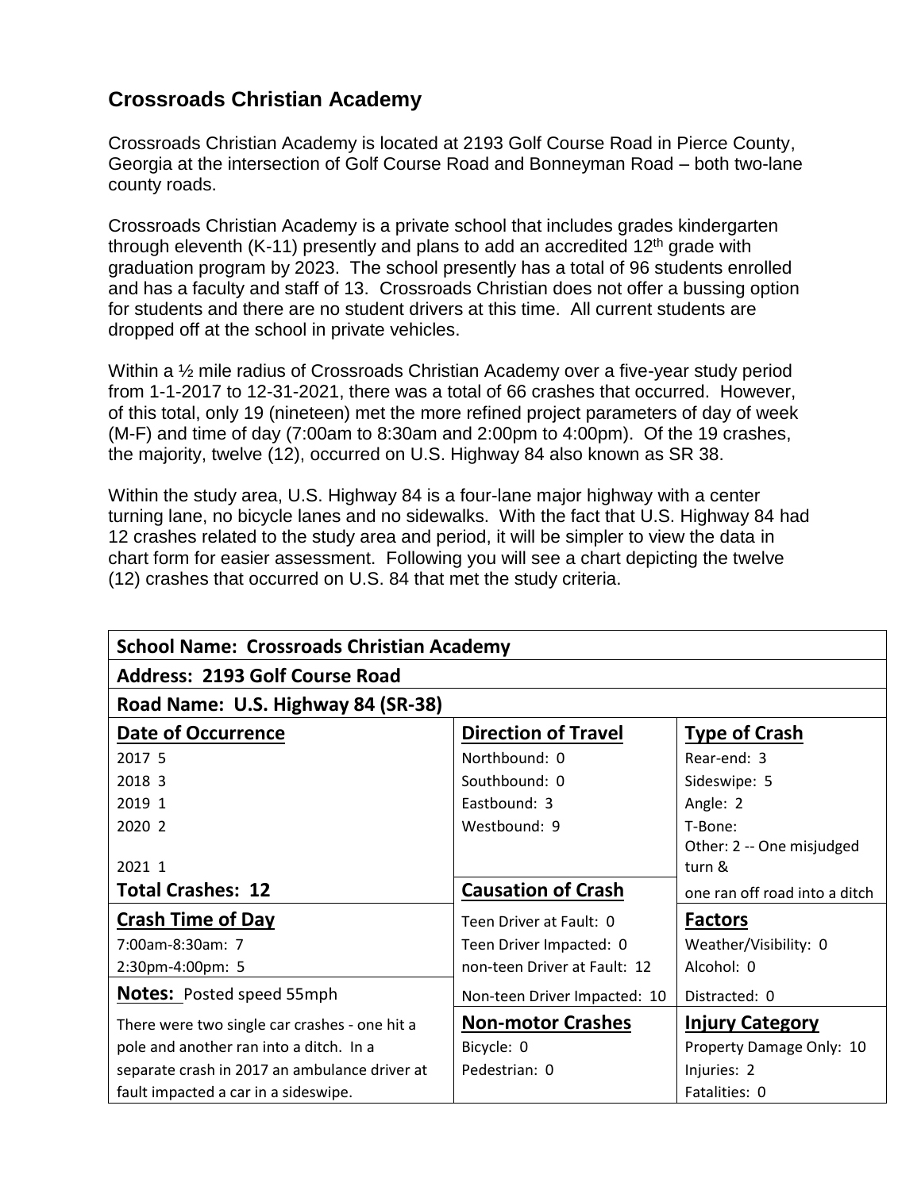## Crossroads Christian Academy

Crossroads Christian Academy is located at 2193 Golf Course Road in Pierce County, Georgia at the intersection of Golf Course Road and Bonneyman Road – both two-lane county roads.

Crossroads Christian Academy is a private school that includes grades kindergarten through eleventh (K-11) presently and plans to add an accredited 12th grade with graduation program by 2023. The school presently has a total of 96 students enrolled and has a faculty and staff of 13. Crossroads Christian does not offer a bussing option for students and there are no student drivers at this time. All current students are dropped off at the school in private vehicles.

Within a ½ mile radius of Crossroads Christian Academy over a five-year study period from 1-1-2017 to 12-31-2021, there was a total of 66 crashes that occurred. However, of this total, only 19 (nineteen) met the more refined project parameters of day of week (M-F) and time of day (7:00am to 8:30am and 2:00pm to 4:00pm). Of the 19 crashes, the majority, twelve (12), occurred on U.S. Highway 84 also known as SR 38.

Within the study area, U.S. Highway 84 is a four-lane major highway with a center turning lane, no bicycle lanes and no sidewalks. With the fact that U.S. Highway 84 had 12 crashes related to the study area and period, it will be simpler to view the data in chart form for easier assessment. Following you will see a chart depicting the twelve (12) crashes that occurred on U.S. 84 that met the study criteria.

| **School Name: Crossroads Christian Academy** | | |
|---|---|---|
| **Address: 2193 Golf Course Road** | | |
| **Road Name: U.S. Highway 84 (SR-38)** | | |
| **Date of Occurrence** | **Direction of Travel** | **Type of Crash** |
| 2017 5<br>2018 3<br>2019 1<br>2020 2<br>2021 1 | Northbound: 0<br>Southbound: 0<br>Eastbound: 3<br>Westbound: 9 | Rear-end: 3<br>Sideswipe: 5<br>Angle: 2<br>T-Bone:<br>Other: 2 -- One misjudged turn & one ran off road into a ditch |
| **Total Crashes: 12** | **Causation of Crash** | |
| **Crash Time of Day** | Teen Driver at Fault: 0<br>Teen Driver Impacted: 0<br>non-teen Driver at Fault: 12<br>Non-teen Driver Impacted: 10 | **Factors** |
| 7:00am-8:30am: 7<br>2:30pm-4:00pm: 5 | | Weather/Visibility: 0<br>Alcohol: 0<br>Distracted: 0 |
| **Notes:** Posted speed 55mph<br>There were two single car crashes - one hit a pole and another ran into a ditch. In a separate crash in 2017 an ambulance driver at fault impacted a car in a sideswipe. | **Non-motor Crashes**<br>Bicycle: 0<br>Pedestrian: 0 | **Injury Category**<br>Property Damage Only: 10<br>Injuries: 2<br>Fatalities: 0 |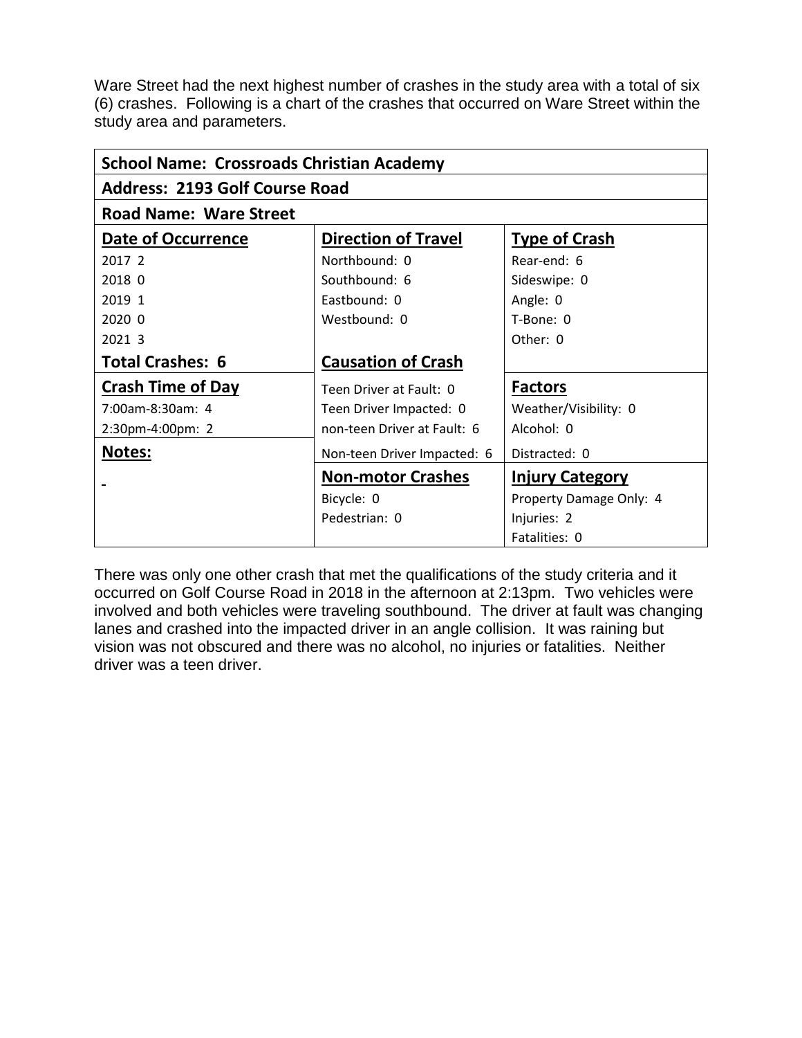Ware Street had the next highest number of crashes in the study area with a total of six (6) crashes. Following is a chart of the crashes that occurred on Ware Street within the study area and parameters.

| **School Name: Crossroads Christian Academy** | | |
|---|---|---|
| **Address: 2193 Golf Course Road** | | |
| **Road Name: Ware Street** | | |
| **Date of Occurrence** | **Direction of Travel** | **Type of Crash** |
| 2017 2 | Northbound: 0 | Rear-end: 6 |
| 2018 0 | Southbound: 6 | Sideswipe: 0 |
| 2019 1 | Eastbound: 0 | Angle: 0 |
| 2020 0 | Westbound: 0 | T-Bone: 0 |
| 2021 3 | | Other: 0 |
| **Total Crashes: 6** | **Causation of Crash** | |
| **Crash Time of Day** | Teen Driver at Fault: 0 | **Factors** |
| 7:00am-8:30am: 4 | Teen Driver Impacted: 0 | Weather/Visibility: 0 |
| 2:30pm-4:00pm: 2 | non-teen Driver at Fault: 6 | Alcohol: 0 |
| **Notes:** | Non-teen Driver Impacted: 6 | Distracted: 0 |
| - | **Non-motor Crashes** | **Injury Category** |
| | Bicycle: 0 | Property Damage Only: 4 |
| | Pedestrian: 0 | Injuries: 2 |
| | | Fatalities: 0 |

There was only one other crash that met the qualifications of the study criteria and it occurred on Golf Course Road in 2018 in the afternoon at 2:13pm. Two vehicles were involved and both vehicles were traveling southbound. The driver at fault was changing lanes and crashed into the impacted driver in an angle collision. It was raining but vision was not obscured and there was no alcohol, no injuries or fatalities. Neither driver was a teen driver.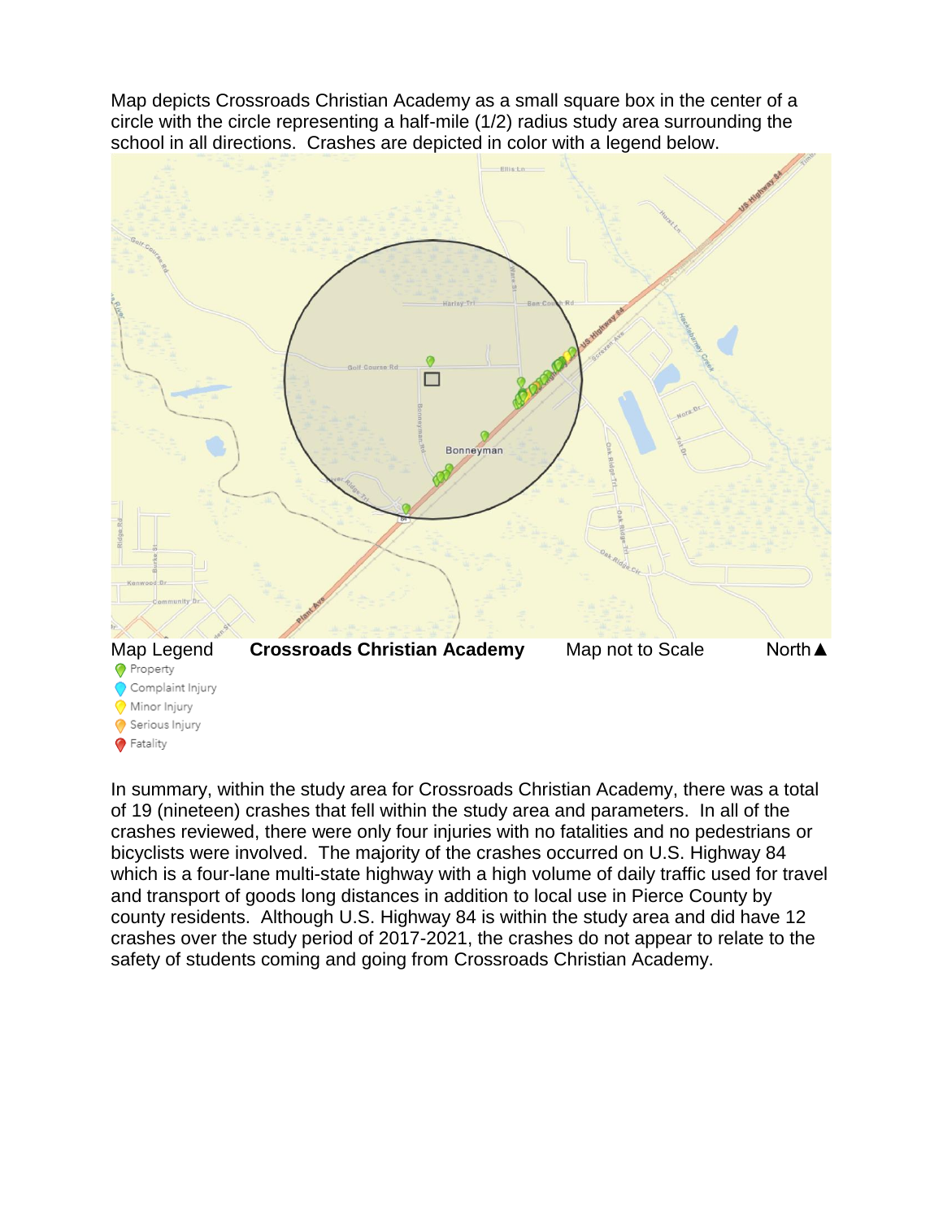Map depicts Crossroads Christian Academy as a small square box in the center of a circle with the circle representing a half-mile (1/2) radius study area surrounding the school in all directions. Crashes are depicted in color with a legend below.

Map Legend **Crossroads Christian Academy** Map not to Scale North▲

- Property
- Complaint Injury
- Minor Injury
- Serious Injury
- Fatality

In summary, within the study area for Crossroads Christian Academy, there was a total of 19 (nineteen) crashes that fell within the study area and parameters. In all of the crashes reviewed, there were only four injuries with no fatalities and no pedestrians or bicyclists were involved. The majority of the crashes occurred on U.S. Highway 84 which is a four-lane multi-state highway with a high volume of daily traffic used for travel and transport of goods long distances in addition to local use in Pierce County by county residents. Although U.S. Highway 84 is within the study area and did have 12 crashes over the study period of 2017-2021, the crashes do not appear to relate to the safety of students coming and going from Crossroads Christian Academy.